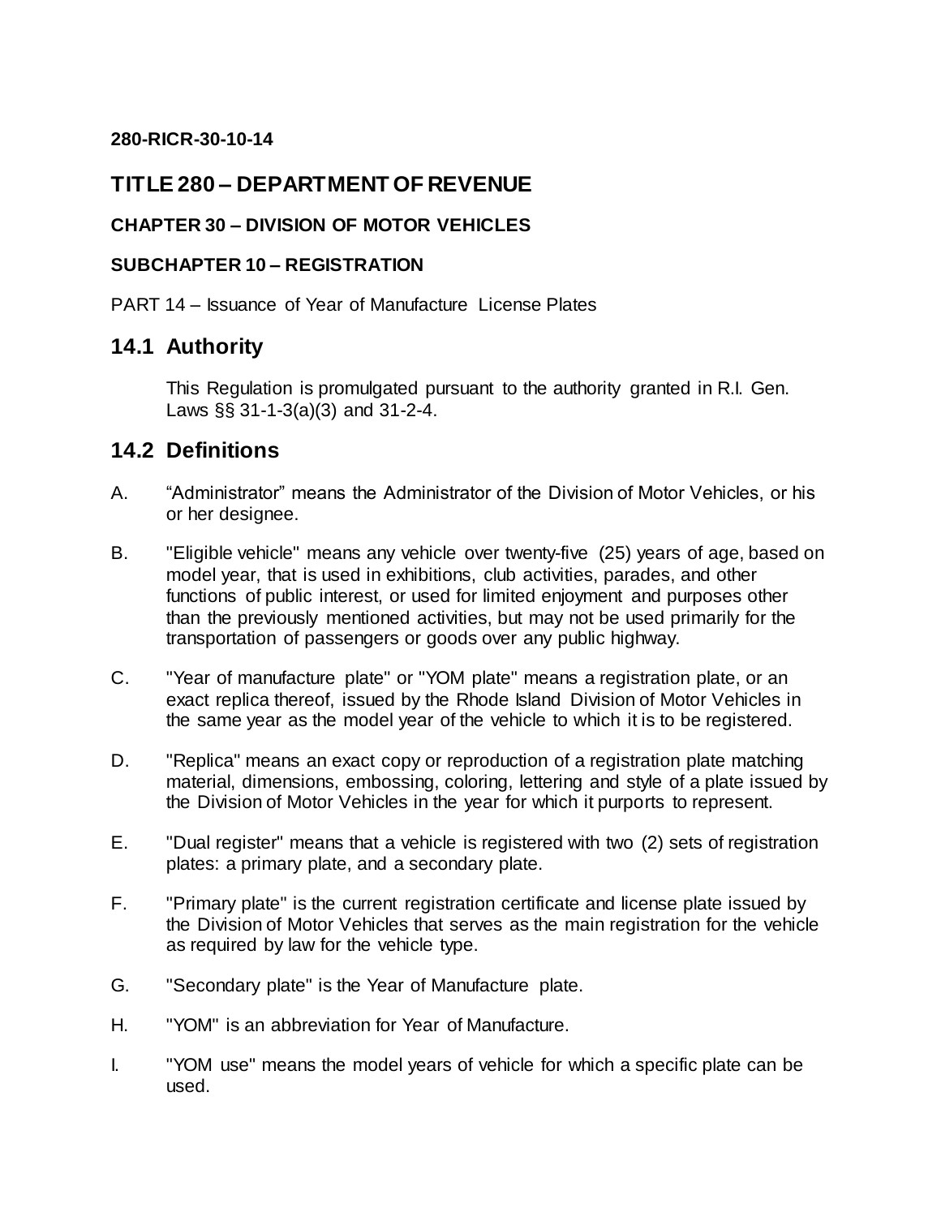**280-RICR-30-10-14**

# TITLE 280 – DEPARTMENT OF REVENUE

### CHAPTER 30 – DIVISION OF MOTOR VEHICLES

### SUBCHAPTER 10 – REGISTRATION

PART 14 – Issuance of Year of Manufacture License Plates

## 14.1 Authority

This Regulation is promulgated pursuant to the authority granted in R.I. Gen. Laws §§ 31-1-3(a)(3) and 31-2-4.

## 14.2 Definitions

A. “Administrator” means the Administrator of the Division of Motor Vehicles, or his or her designee.

B. "Eligible vehicle" means any vehicle over twenty-five (25) years of age, based on model year, that is used in exhibitions, club activities, parades, and other functions of public interest, or used for limited enjoyment and purposes other than the previously mentioned activities, but may not be used primarily for the transportation of passengers or goods over any public highway.

C. "Year of manufacture plate" or "YOM plate" means a registration plate, or an exact replica thereof, issued by the Rhode Island Division of Motor Vehicles in the same year as the model year of the vehicle to which it is to be registered.

D. "Replica" means an exact copy or reproduction of a registration plate matching material, dimensions, embossing, coloring, lettering and style of a plate issued by the Division of Motor Vehicles in the year for which it purports to represent.

E. "Dual register" means that a vehicle is registered with two (2) sets of registration plates: a primary plate, and a secondary plate.

F. "Primary plate" is the current registration certificate and license plate issued by the Division of Motor Vehicles that serves as the main registration for the vehicle as required by law for the vehicle type.

G. "Secondary plate" is the Year of Manufacture plate.

H. "YOM" is an abbreviation for Year of Manufacture.

I. "YOM use" means the model years of vehicle for which a specific plate can be used.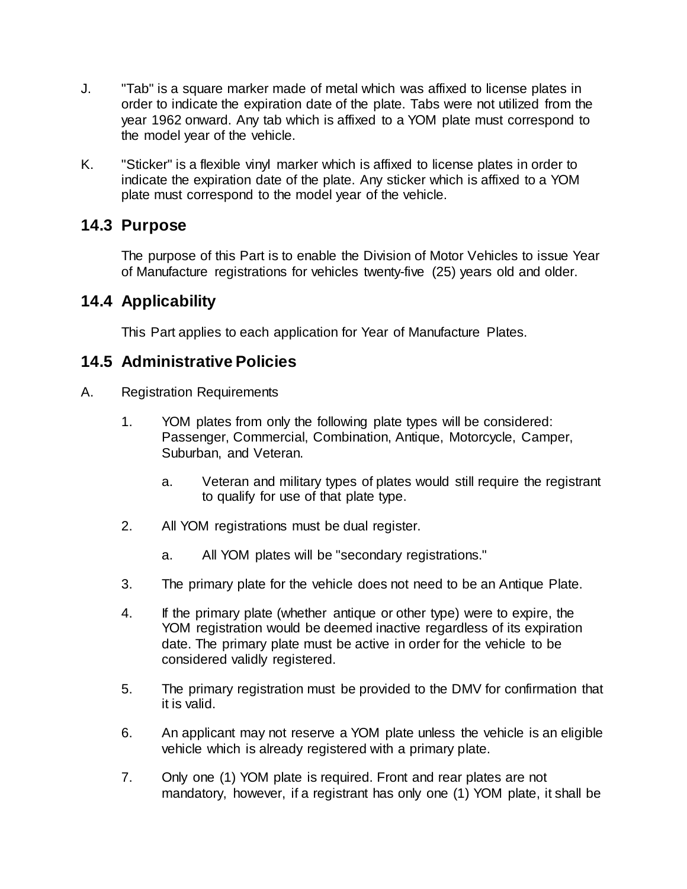J. "Tab" is a square marker made of metal which was affixed to license plates in order to indicate the expiration date of the plate. Tabs were not utilized from the year 1962 onward. Any tab which is affixed to a YOM plate must correspond to the model year of the vehicle.

K. "Sticker" is a flexible vinyl marker which is affixed to license plates in order to indicate the expiration date of the plate. Any sticker which is affixed to a YOM plate must correspond to the model year of the vehicle.

## 14.3 Purpose

The purpose of this Part is to enable the Division of Motor Vehicles to issue Year of Manufacture registrations for vehicles twenty-five (25) years old and older.

## 14.4 Applicability

This Part applies to each application for Year of Manufacture Plates.

## 14.5 Administrative Policies

A. Registration Requirements

1. YOM plates from only the following plate types will be considered: Passenger, Commercial, Combination, Antique, Motorcycle, Camper, Suburban, and Veteran.

   a. Veteran and military types of plates would still require the registrant to qualify for use of that plate type.

2. All YOM registrations must be dual register.

   a. All YOM plates will be "secondary registrations."

3. The primary plate for the vehicle does not need to be an Antique Plate.

4. If the primary plate (whether antique or other type) were to expire, the YOM registration would be deemed inactive regardless of its expiration date. The primary plate must be active in order for the vehicle to be considered validly registered.

5. The primary registration must be provided to the DMV for confirmation that it is valid.

6. An applicant may not reserve a YOM plate unless the vehicle is an eligible vehicle which is already registered with a primary plate.

7. Only one (1) YOM plate is required. Front and rear plates are not mandatory, however, if a registrant has only one (1) YOM plate, it shall be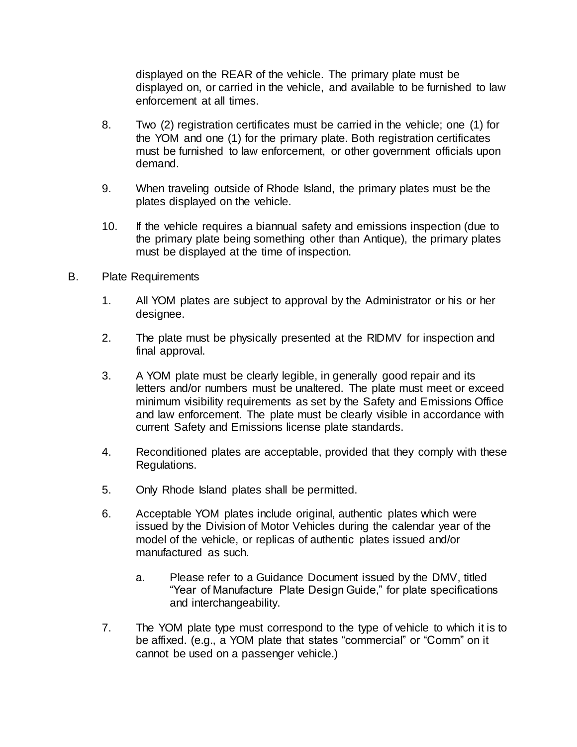displayed on the REAR of the vehicle. The primary plate must be displayed on, or carried in the vehicle, and available to be furnished to law enforcement at all times.

8. Two (2) registration certificates must be carried in the vehicle; one (1) for the YOM and one (1) for the primary plate. Both registration certificates must be furnished to law enforcement, or other government officials upon demand.

9. When traveling outside of Rhode Island, the primary plates must be the plates displayed on the vehicle.

10. If the vehicle requires a biannual safety and emissions inspection (due to the primary plate being something other than Antique), the primary plates must be displayed at the time of inspection.

B. Plate Requirements

1. All YOM plates are subject to approval by the Administrator or his or her designee.

2. The plate must be physically presented at the RIDMV for inspection and final approval.

3. A YOM plate must be clearly legible, in generally good repair and its letters and/or numbers must be unaltered. The plate must meet or exceed minimum visibility requirements as set by the Safety and Emissions Office and law enforcement. The plate must be clearly visible in accordance with current Safety and Emissions license plate standards.

4. Reconditioned plates are acceptable, provided that they comply with these Regulations.

5. Only Rhode Island plates shall be permitted.

6. Acceptable YOM plates include original, authentic plates which were issued by the Division of Motor Vehicles during the calendar year of the model of the vehicle, or replicas of authentic plates issued and/or manufactured as such.

   a. Please refer to a Guidance Document issued by the DMV, titled "Year of Manufacture Plate Design Guide," for plate specifications and interchangeability.

7. The YOM plate type must correspond to the type of vehicle to which it is to be affixed. (e.g., a YOM plate that states "commercial" or "Comm" on it cannot be used on a passenger vehicle.)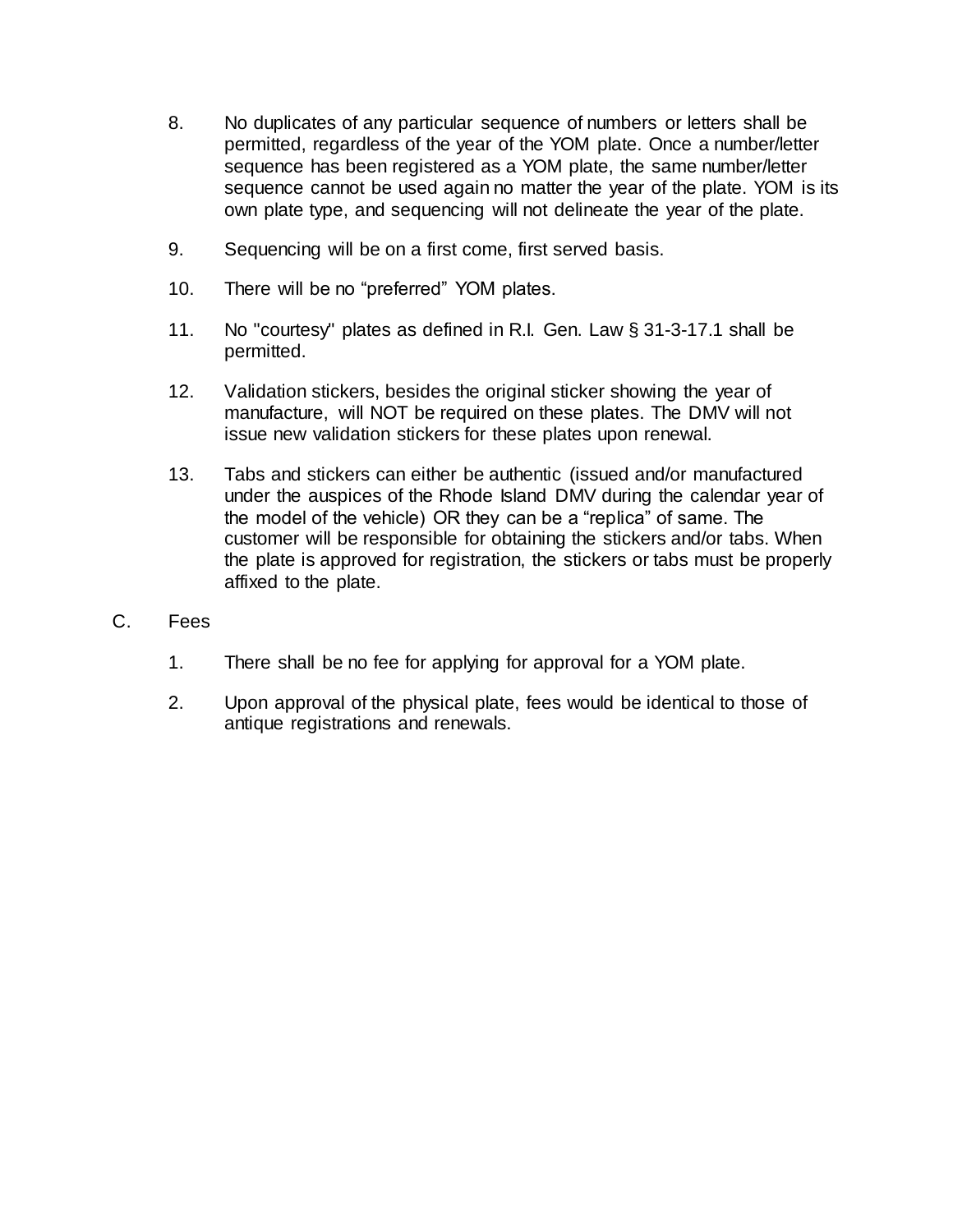8. No duplicates of any particular sequence of numbers or letters shall be permitted, regardless of the year of the YOM plate. Once a number/letter sequence has been registered as a YOM plate, the same number/letter sequence cannot be used again no matter the year of the plate. YOM is its own plate type, and sequencing will not delineate the year of the plate.

9. Sequencing will be on a first come, first served basis.

10. There will be no "preferred" YOM plates.

11. No "courtesy" plates as defined in R.I. Gen. Law § 31-3-17.1 shall be permitted.

12. Validation stickers, besides the original sticker showing the year of manufacture, will NOT be required on these plates. The DMV will not issue new validation stickers for these plates upon renewal.

13. Tabs and stickers can either be authentic (issued and/or manufactured under the auspices of the Rhode Island DMV during the calendar year of the model of the vehicle) OR they can be a "replica" of same. The customer will be responsible for obtaining the stickers and/or tabs. When the plate is approved for registration, the stickers or tabs must be properly affixed to the plate.

C. Fees

1. There shall be no fee for applying for approval for a YOM plate.

2. Upon approval of the physical plate, fees would be identical to those of antique registrations and renewals.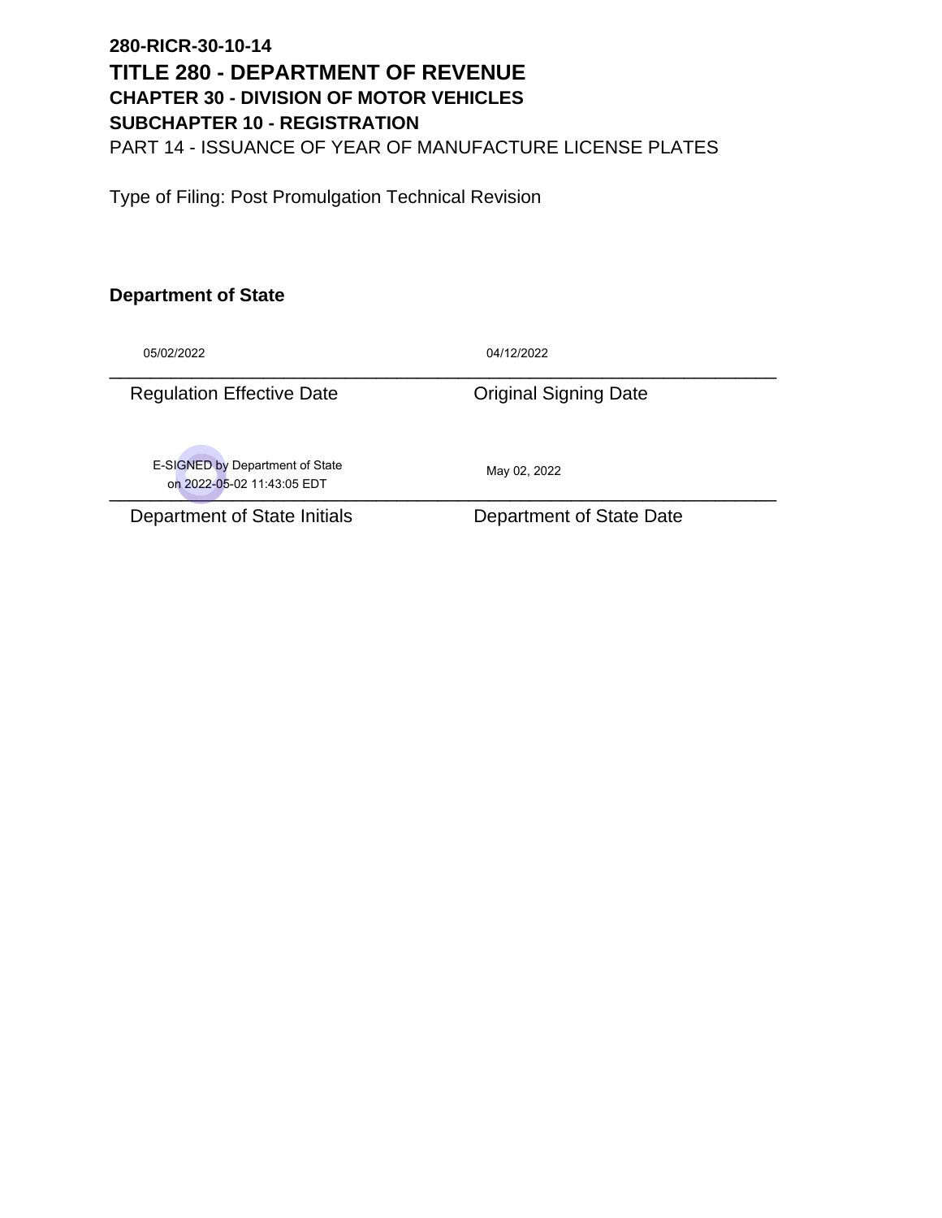**280-RICR-30-10-14**

# TITLE 280 - DEPARTMENT OF REVENUE

### CHAPTER 30 - DIVISION OF MOTOR VEHICLES

### SUBCHAPTER 10 - REGISTRATION

PART 14 - ISSUANCE OF YEAR OF MANUFACTURE LICENSE PLATES

Type of Filing: Post Promulgation Technical Revision

**Department of State**

| | |
|---|---|
| 05/02/2022 | 04/12/2022 |
| Regulation Effective Date | Original Signing Date |
| E-SIGNED by Department of State on 2022-05-02 11:43:05 EDT | May 02, 2022 |
| Department of State Initials | Department of State Date |